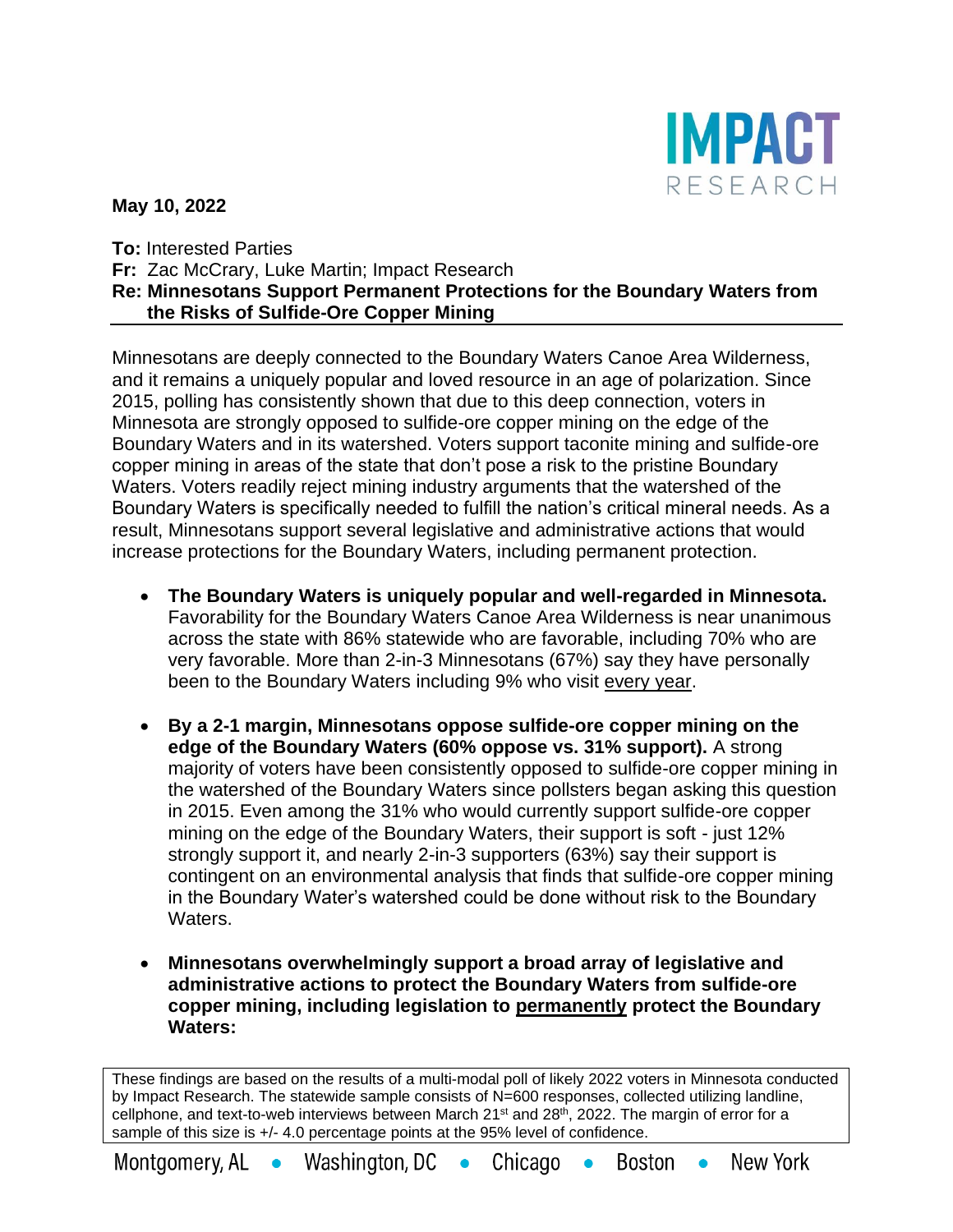**IMPACT RESEARCH**

**May 10, 2022**

**To:** Interested Parties
**Fr:** Zac McCrary, Luke Martin; Impact Research
**Re: Minnesotans Support Permanent Protections for the Boundary Waters from the Risks of Sulfide-Ore Copper Mining**

Minnesotans are deeply connected to the Boundary Waters Canoe Area Wilderness, and it remains a uniquely popular and loved resource in an age of polarization. Since 2015, polling has consistently shown that due to this deep connection, voters in Minnesota are strongly opposed to sulfide-ore copper mining on the edge of the Boundary Waters and in its watershed. Voters support taconite mining and sulfide-ore copper mining in areas of the state that don't pose a risk to the pristine Boundary Waters. Voters readily reject mining industry arguments that the watershed of the Boundary Waters is specifically needed to fulfill the nation's critical mineral needs. As a result, Minnesotans support several legislative and administrative actions that would increase protections for the Boundary Waters, including permanent protection.

- **The Boundary Waters is uniquely popular and well-regarded in Minnesota.** Favorability for the Boundary Waters Canoe Area Wilderness is near unanimous across the state with 86% statewide who are favorable, including 70% who are very favorable. More than 2-in-3 Minnesotans (67%) say they have personally been to the Boundary Waters including 9% who visit <u>every year</u>.

- **By a 2-1 margin, Minnesotans oppose sulfide-ore copper mining on the edge of the Boundary Waters (60% oppose vs. 31% support).** A strong majority of voters have been consistently opposed to sulfide-ore copper mining in the watershed of the Boundary Waters since pollsters began asking this question in 2015. Even among the 31% who would currently support sulfide-ore copper mining on the edge of the Boundary Waters, their support is soft - just 12% strongly support it, and nearly 2-in-3 supporters (63%) say their support is contingent on an environmental analysis that finds that sulfide-ore copper mining in the Boundary Water's watershed could be done without risk to the Boundary Waters.

- **Minnesotans overwhelmingly support a broad array of legislative and administrative actions to protect the Boundary Waters from sulfide-ore copper mining, including legislation to <u>permanently</u> protect the Boundary Waters:**

These findings are based on the results of a multi-modal poll of likely 2022 voters in Minnesota conducted by Impact Research. The statewide sample consists of N=600 responses, collected utilizing landline, cellphone, and text-to-web interviews between March 21st and 28th, 2022. The margin of error for a sample of this size is +/- 4.0 percentage points at the 95% level of confidence.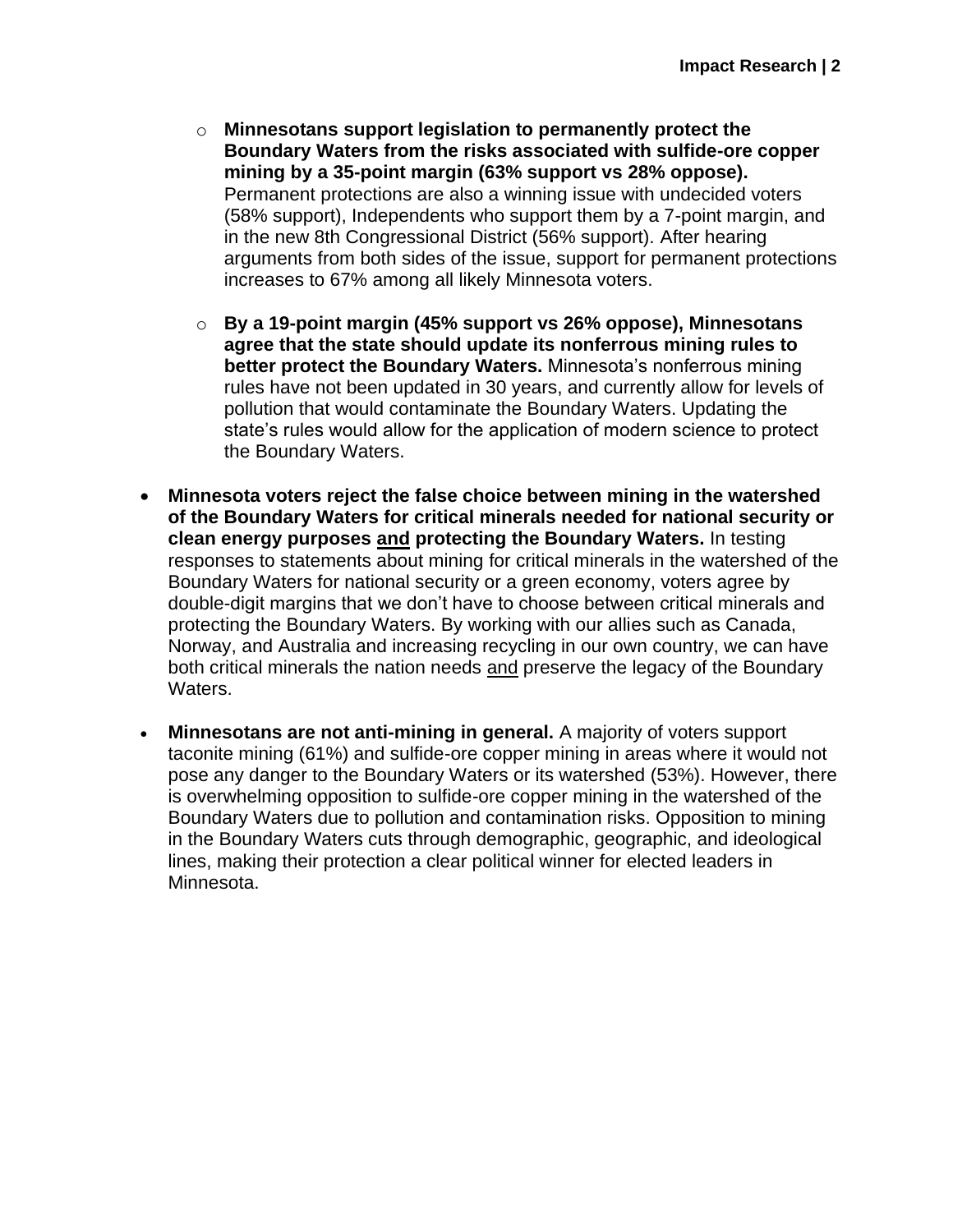- **Minnesotans support legislation to permanently protect the Boundary Waters from the risks associated with sulfide-ore copper mining by a 35-point margin (63% support vs 28% oppose).** Permanent protections are also a winning issue with undecided voters (58% support), Independents who support them by a 7-point margin, and in the new 8th Congressional District (56% support). After hearing arguments from both sides of the issue, support for permanent protections increases to 67% among all likely Minnesota voters.

  - **By a 19-point margin (45% support vs 26% oppose), Minnesotans agree that the state should update its nonferrous mining rules to better protect the Boundary Waters.** Minnesota's nonferrous mining rules have not been updated in 30 years, and currently allow for levels of pollution that would contaminate the Boundary Waters. Updating the state's rules would allow for the application of modern science to protect the Boundary Waters.

- **Minnesota voters reject the false choice between mining in the watershed of the Boundary Waters for critical minerals needed for national security or clean energy purposes <u>and</u> protecting the Boundary Waters.** In testing responses to statements about mining for critical minerals in the watershed of the Boundary Waters for national security or a green economy, voters agree by double-digit margins that we don't have to choose between critical minerals and protecting the Boundary Waters. By working with our allies such as Canada, Norway, and Australia and increasing recycling in our own country, we can have both critical minerals the nation needs <u>and</u> preserve the legacy of the Boundary Waters.

- **Minnesotans are not anti-mining in general.** A majority of voters support taconite mining (61%) and sulfide-ore copper mining in areas where it would not pose any danger to the Boundary Waters or its watershed (53%). However, there is overwhelming opposition to sulfide-ore copper mining in the watershed of the Boundary Waters due to pollution and contamination risks. Opposition to mining in the Boundary Waters cuts through demographic, geographic, and ideological lines, making their protection a clear political winner for elected leaders in Minnesota.